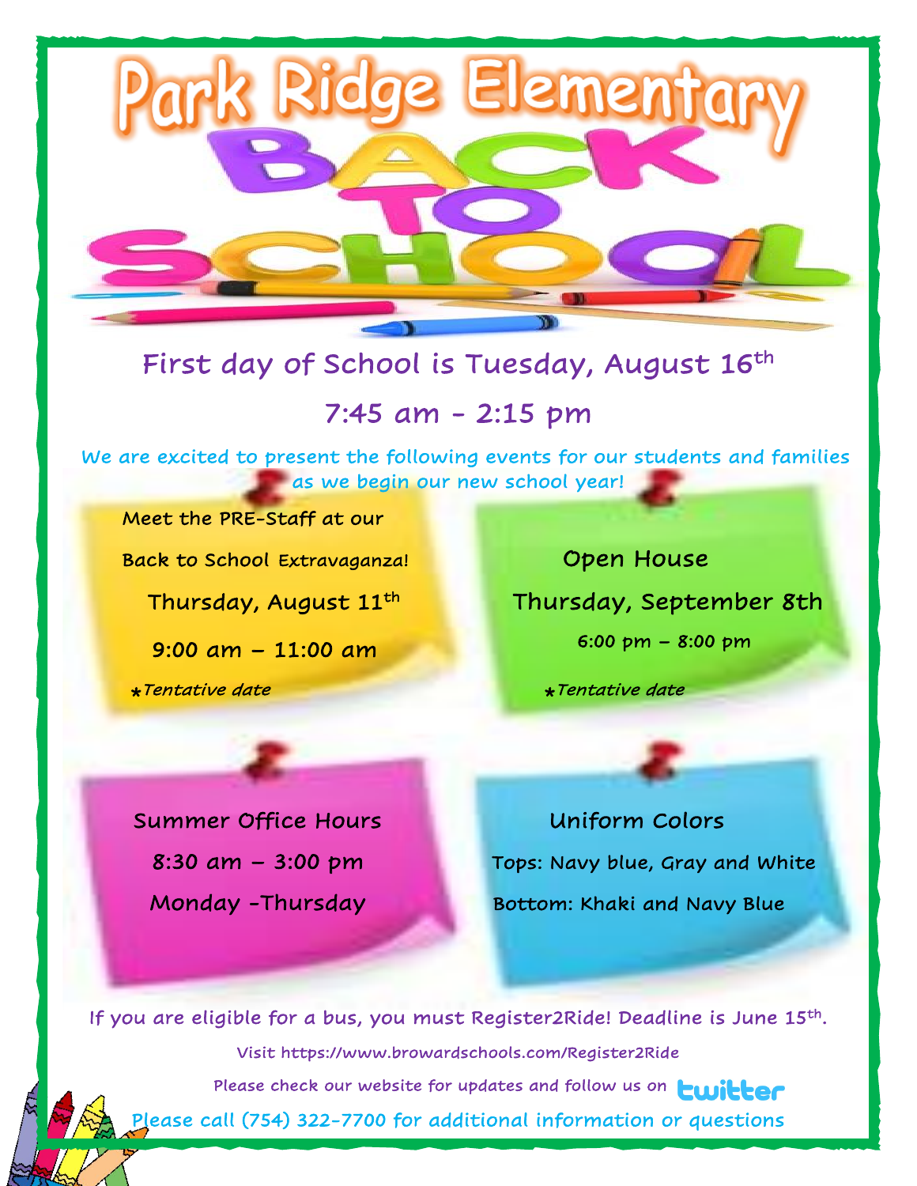# Park Ridge Elementary

# BACK TO SCHOOL

## First day of School is Tuesday, August 16th

## 7:45 am - 2:15 pm

We are excited to present the following events for our students and families as we begin our new school year!

Meet the PRE-Staff at our Back to School Extravaganza!

**Thursday, August 11th**

**9:00 am – 11:00 am**

*Tentative date

**Open House**

**Thursday, September 8th**

6:00 pm – 8:00 pm

*Tentative date

**Summer Office Hours**

8:30 am – 3:00 pm

Monday -Thursday

**Uniform Colors**

Tops: Navy blue, Gray and White

Bottom: Khaki and Navy Blue

If you are eligible for a bus, you must Register2Ride! Deadline is June 15th.

Visit https://www.browardschools.com/Register2Ride

Please check our website for updates and follow us on twitter

Please call (754) 322-7700 for additional information or questions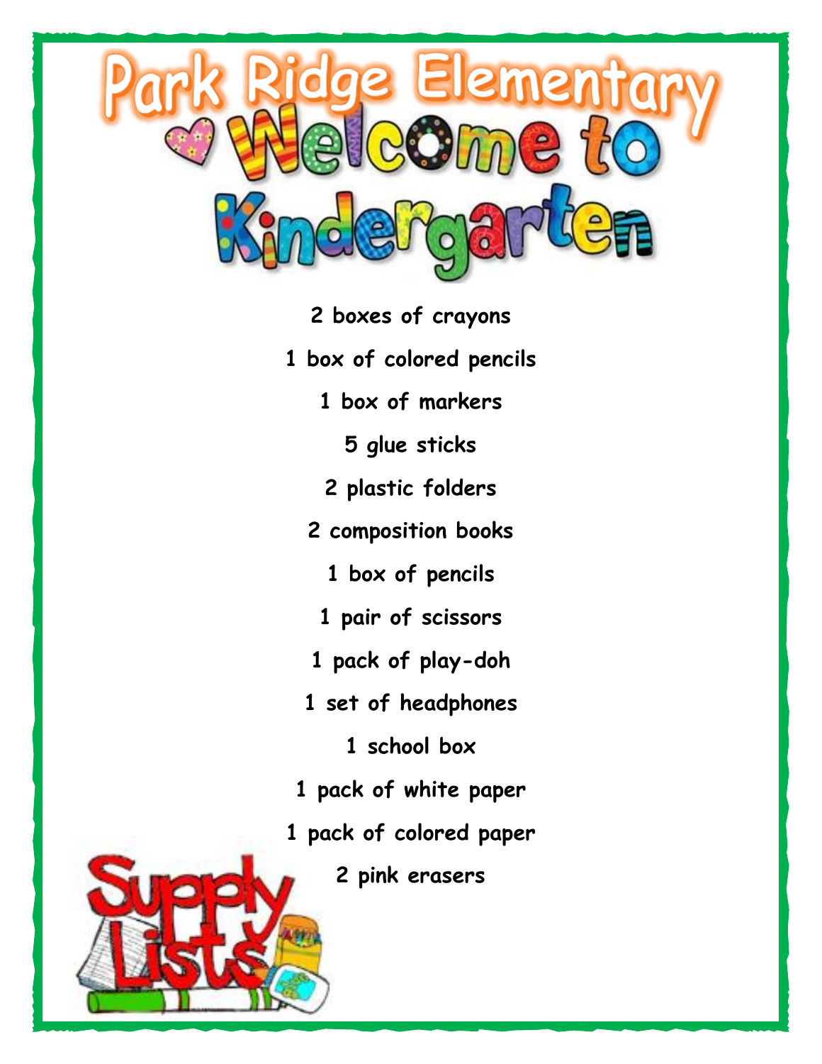# Park Ridge Elementary

## Welcome to Kindergarten

2 boxes of crayons

1 box of colored pencils

1 box of markers

5 glue sticks

2 plastic folders

2 composition books

1 box of pencils

1 pair of scissors

1 pack of play-doh

1 set of headphones

1 school box

1 pack of white paper

1 pack of colored paper

2 pink erasers

Supply Lists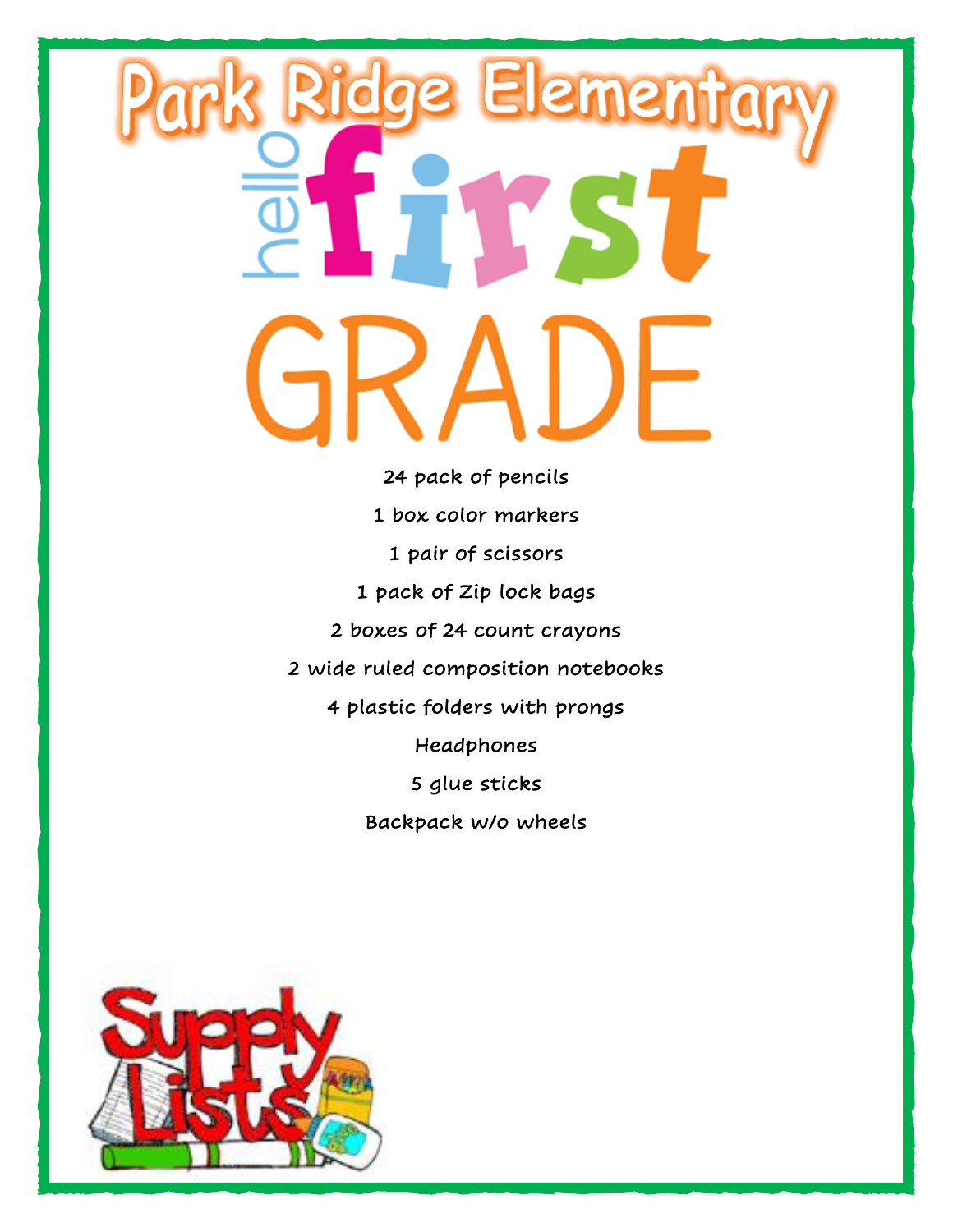# Park Ridge Elementary

## hello first GRADE

24 pack of pencils

1 box color markers

1 pair of scissors

1 pack of Zip lock bags

2 boxes of 24 count crayons

2 wide ruled composition notebooks

4 plastic folders with prongs

Headphones

5 glue sticks

Backpack w/o wheels

Supply Lists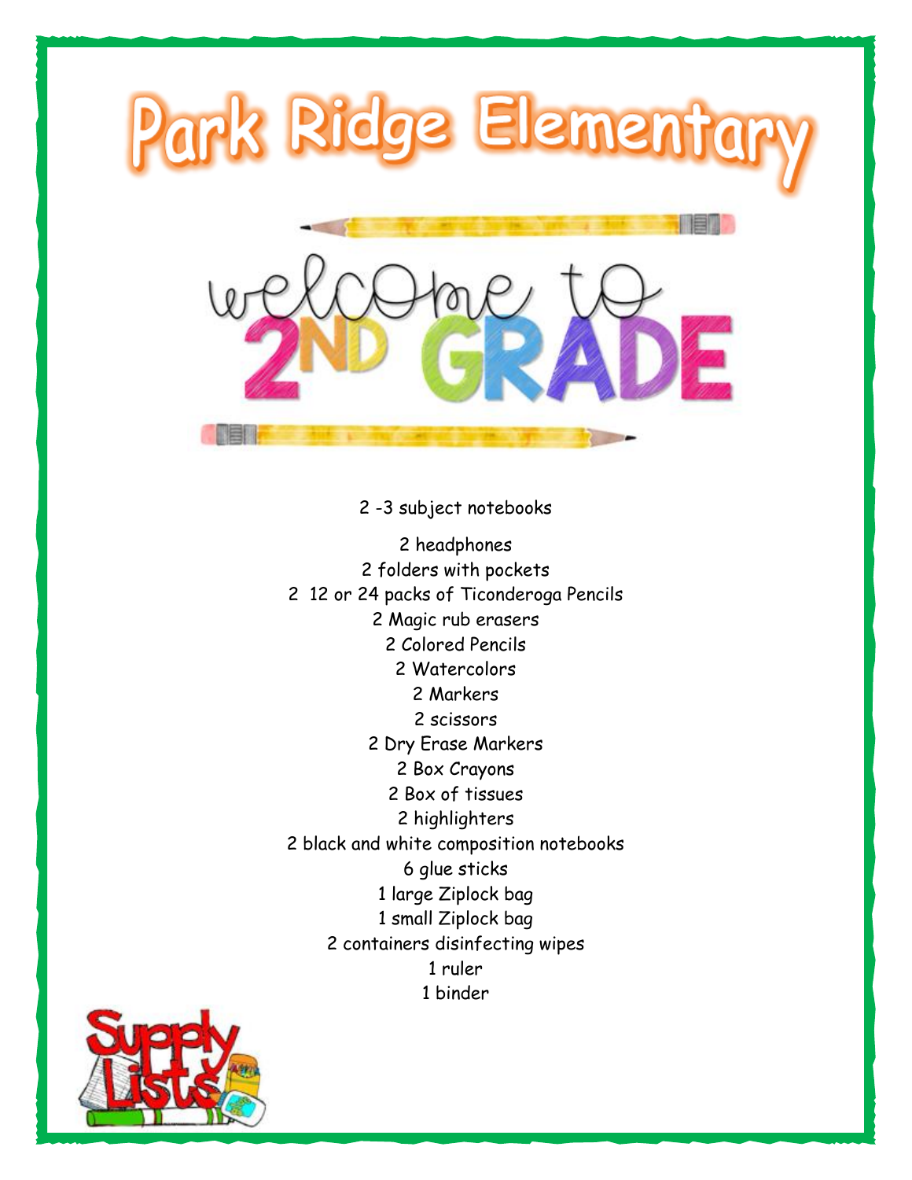# Park Ridge Elementary

## welcome to 2ND GRADE

2 -3 subject notebooks

2 headphones
2 folders with pockets
2 12 or 24 packs of Ticonderoga Pencils
2 Magic rub erasers
2 Colored Pencils
2 Watercolors
2 Markers
2 scissors
2 Dry Erase Markers
2 Box Crayons
2 Box of tissues
2 highlighters
2 black and white composition notebooks
6 glue sticks
1 large Ziplock bag
1 small Ziplock bag
2 containers disinfecting wipes
1 ruler
1 binder

Supply Lists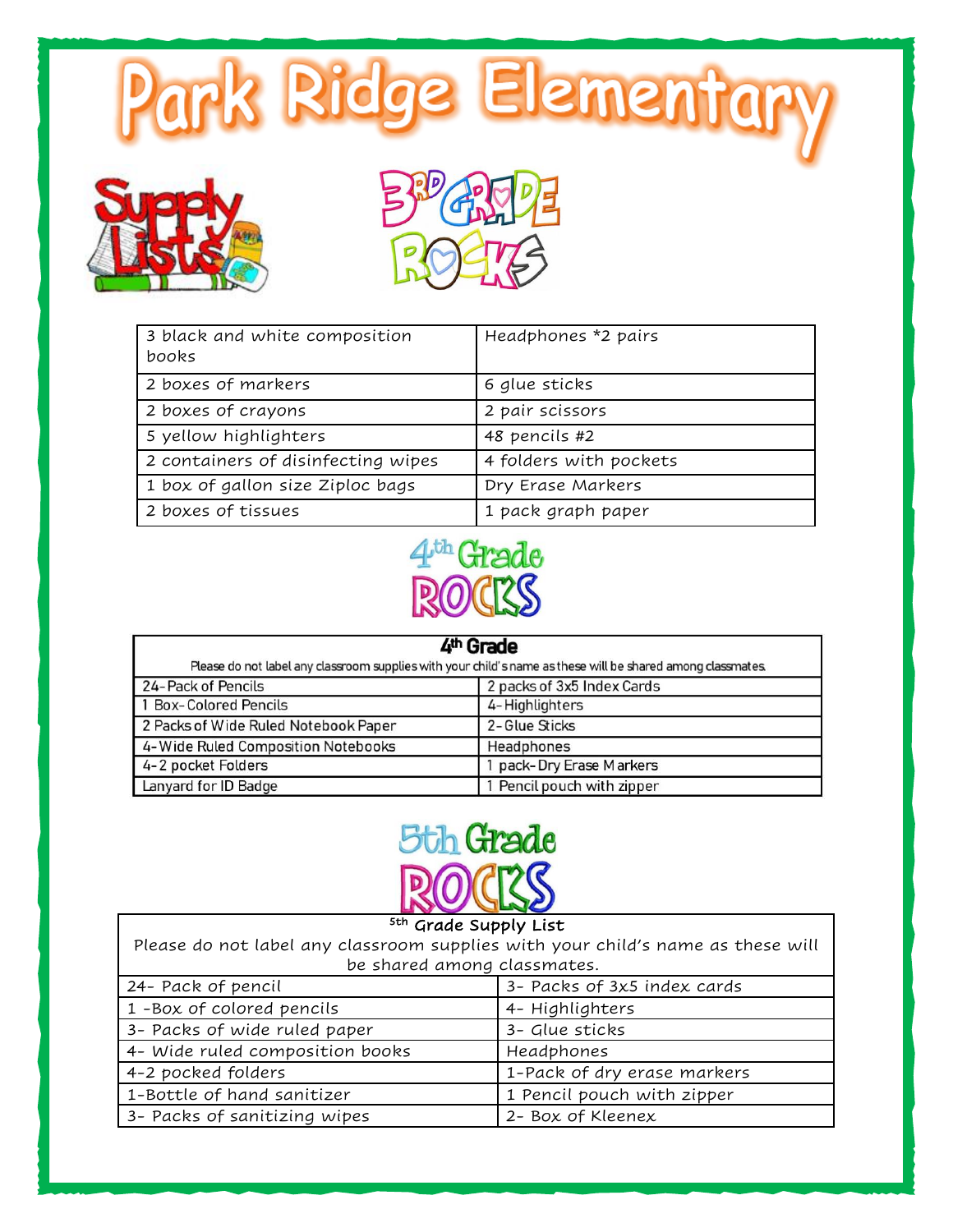# Park Ridge Elementary

Supply Lists

3RD GRADE ROCKS

| | |
|---|---|
| 3 black and white composition books | Headphones *2 pairs |
| 2 boxes of markers | 6 glue sticks |
| 2 boxes of crayons | 2 pair scissors |
| 5 yellow highlighters | 48 pencils #2 |
| 2 containers of disinfecting wipes | 4 folders with pockets |
| 1 box of gallon size Ziploc bags | Dry Erase Markers |
| 2 boxes of tissues | 1 pack graph paper |

4th Grade ROCKS

## 4th Grade

Please do not label any classroom supplies with your child's name as these will be shared among classmates.

| | |
|---|---|
| 24-Pack of Pencils | 2 packs of 3x5 Index Cards |
| 1 Box-Colored Pencils | 4-Highlighters |
| 2 Packs of Wide Ruled Notebook Paper | 2-Glue Sticks |
| 4-Wide Ruled Composition Notebooks | Headphones |
| 4-2 pocket Folders | 1 pack-Dry Erase Markers |
| Lanyard for ID Badge | 1 Pencil pouch with zipper |

5th Grade ROCKS

## 5th Grade Supply List

Please do not label any classroom supplies with your child's name as these will be shared among classmates.

| | |
|---|---|
| 24- Pack of pencil | 3- Packs of 3x5 index cards |
| 1 -Box of colored pencils | 4- Highlighters |
| 3- Packs of wide ruled paper | 3- Glue sticks |
| 4- Wide ruled composition books | Headphones |
| 4-2 pocked folders | 1-Pack of dry erase markers |
| 1-Bottle of hand sanitizer | 1 Pencil pouch with zipper |
| 3- Packs of sanitizing wipes | 2- Box of Kleenex |